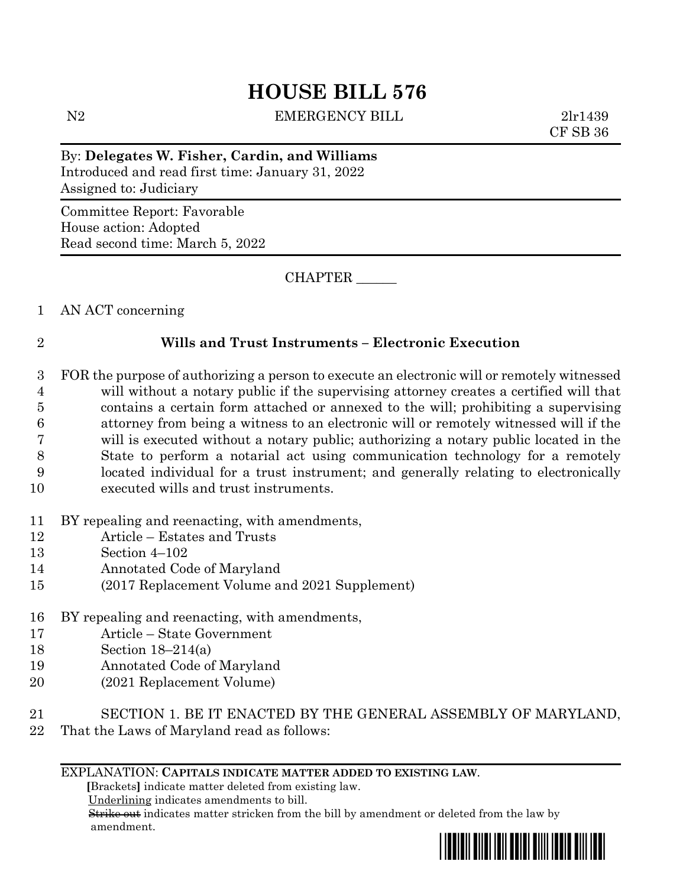# HOUSE BILL 576

N2 EMERGENCY BILL 2lr1439
CF SB 36

By: **Delegates W. Fisher, Cardin, and Williams**
Introduced and read first time: January 31, 2022
Assigned to: Judiciary

Committee Report: Favorable
House action: Adopted
Read second time: March 5, 2022

CHAPTER ______

AN ACT concerning

**Wills and Trust Instruments – Electronic Execution**

FOR the purpose of authorizing a person to execute an electronic will or remotely witnessed will without a notary public if the supervising attorney creates a certified will that contains a certain form attached or annexed to the will; prohibiting a supervising attorney from being a witness to an electronic will or remotely witnessed will if the will is executed without a notary public; authorizing a notary public located in the State to perform a notarial act using communication technology for a remotely located individual for a trust instrument; and generally relating to electronically executed wills and trust instruments.

BY repealing and reenacting, with amendments,
Article – Estates and Trusts
Section 4–102
Annotated Code of Maryland
(2017 Replacement Volume and 2021 Supplement)

BY repealing and reenacting, with amendments,
Article – State Government
Section 18–214(a)
Annotated Code of Maryland
(2021 Replacement Volume)

SECTION 1. BE IT ENACTED BY THE GENERAL ASSEMBLY OF MARYLAND, That the Laws of Maryland read as follows:

EXPLANATION: **CAPITALS INDICATE MATTER ADDED TO EXISTING LAW.**
[Brackets] indicate matter deleted from existing law.
Underlining indicates amendments to bill.
~~Strike out~~ indicates matter stricken from the bill by amendment or deleted from the law by amendment.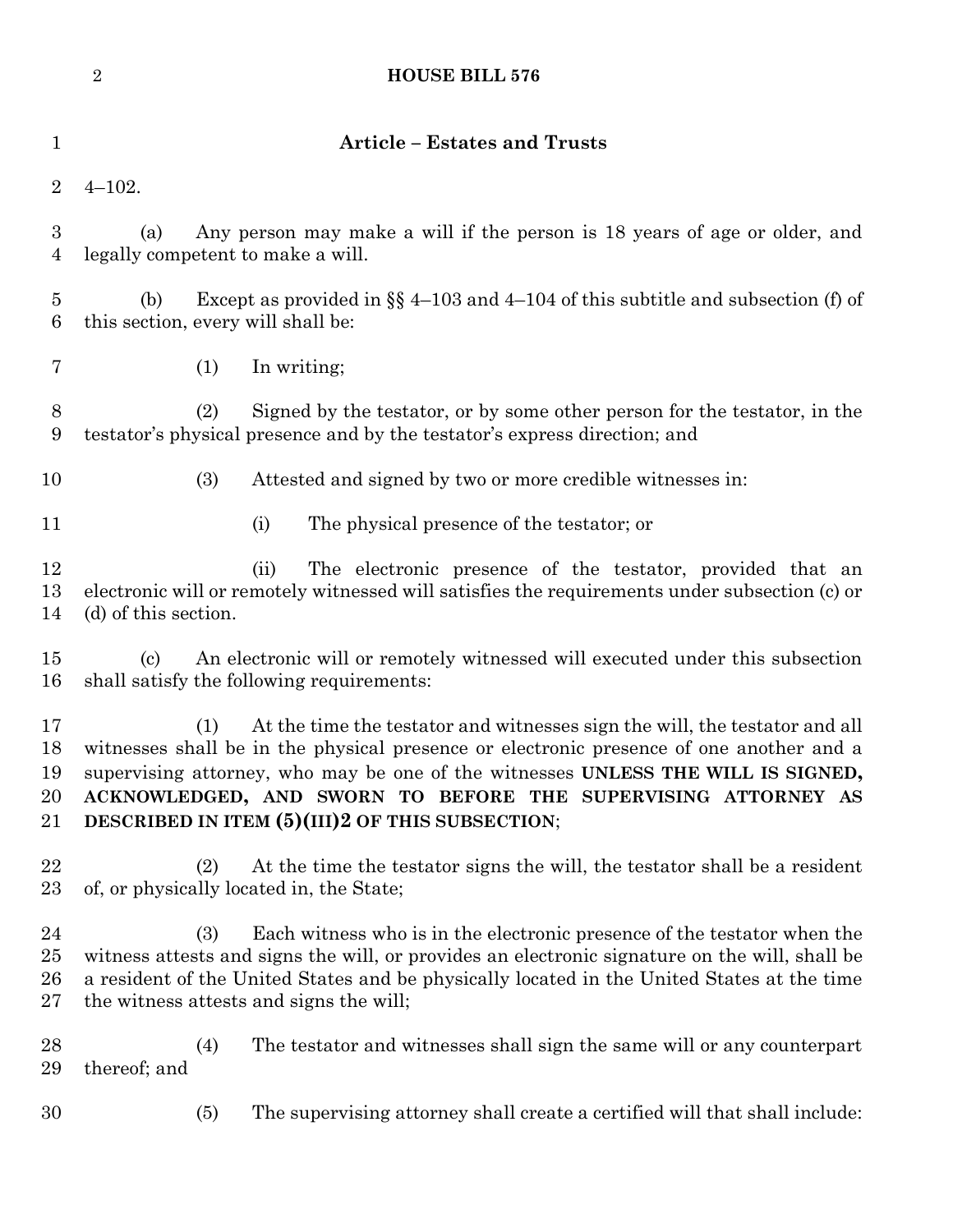## Article – Estates and Trusts

4–102.

(a) Any person may make a will if the person is 18 years of age or older, and legally competent to make a will.

(b) Except as provided in §§ 4–103 and 4–104 of this subtitle and subsection (f) of this section, every will shall be:

(1) In writing;

(2) Signed by the testator, or by some other person for the testator, in the testator's physical presence and by the testator's express direction; and

(3) Attested and signed by two or more credible witnesses in:

(i) The physical presence of the testator; or

(ii) The electronic presence of the testator, provided that an electronic will or remotely witnessed will satisfies the requirements under subsection (c) or (d) of this section.

(c) An electronic will or remotely witnessed will executed under this subsection shall satisfy the following requirements:

(1) At the time the testator and witnesses sign the will, the testator and all witnesses shall be in the physical presence or electronic presence of one another and a supervising attorney, who may be one of the witnesses **UNLESS THE WILL IS SIGNED, ACKNOWLEDGED, AND SWORN TO BEFORE THE SUPERVISING ATTORNEY AS DESCRIBED IN ITEM (5)(III)2 OF THIS SUBSECTION**;

(2) At the time the testator signs the will, the testator shall be a resident of, or physically located in, the State;

(3) Each witness who is in the electronic presence of the testator when the witness attests and signs the will, or provides an electronic signature on the will, shall be a resident of the United States and be physically located in the United States at the time the witness attests and signs the will;

(4) The testator and witnesses shall sign the same will or any counterpart thereof; and

(5) The supervising attorney shall create a certified will that shall include: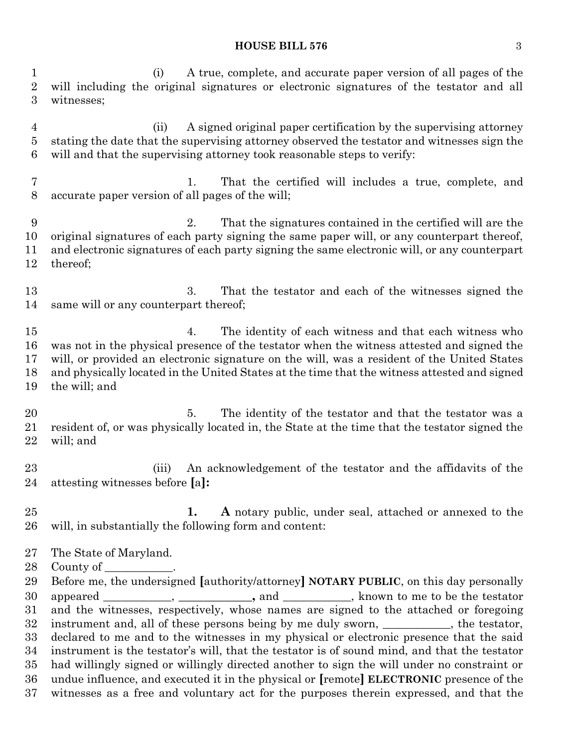(i) A true, complete, and accurate paper version of all pages of the will including the original signatures or electronic signatures of the testator and all witnesses;

(ii) A signed original paper certification by the supervising attorney stating the date that the supervising attorney observed the testator and witnesses sign the will and that the supervising attorney took reasonable steps to verify:

1. That the certified will includes a true, complete, and accurate paper version of all pages of the will;

2. That the signatures contained in the certified will are the original signatures of each party signing the same paper will, or any counterpart thereof, and electronic signatures of each party signing the same electronic will, or any counterpart thereof;

3. That the testator and each of the witnesses signed the same will or any counterpart thereof;

4. The identity of each witness and that each witness who was not in the physical presence of the testator when the witness attested and signed the will, or provided an electronic signature on the will, was a resident of the United States and physically located in the United States at the time that the witness attested and signed the will; and

5. The identity of the testator and that the testator was a resident of, or was physically located in, the State at the time that the testator signed the will; and

(iii) An acknowledgement of the testator and the affidavits of the attesting witnesses before **[**a**]:**

**1. A** notary public, under seal, attached or annexed to the will, in substantially the following form and content:

The State of Maryland.
County of ___________.
Before me, the undersigned **[**authority/attorney**]** **NOTARY PUBLIC**, on this day personally appeared ___________, ___________**,** and ___________, known to me to be the testator and the witnesses, respectively, whose names are signed to the attached or foregoing instrument and, all of these persons being by me duly sworn, ___________, the testator, declared to me and to the witnesses in my physical or electronic presence that the said instrument is the testator's will, that the testator is of sound mind, and that the testator had willingly signed or willingly directed another to sign the will under no constraint or undue influence, and executed it in the physical or **[**remote**]** **ELECTRONIC** presence of the witnesses as a free and voluntary act for the purposes therein expressed, and that the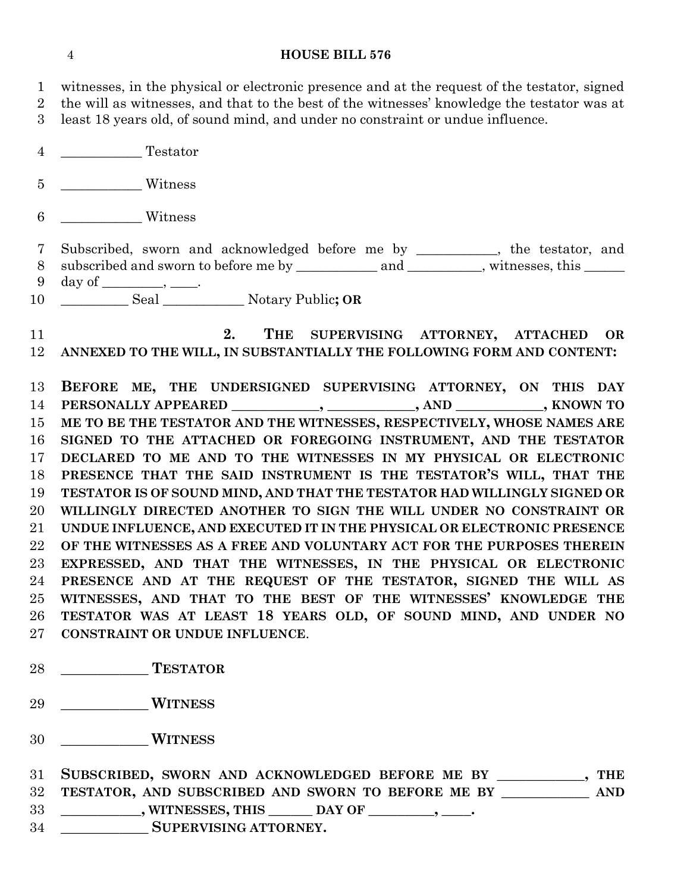witnesses, in the physical or electronic presence and at the request of the testator, signed the will as witnesses, and that to the best of the witnesses' knowledge the testator was at least 18 years old, of sound mind, and under no constraint or undue influence.

____________ Testator

____________ Witness

____________ Witness

Subscribed, sworn and acknowledged before me by ____________, the testator, and subscribed and sworn to before me by ____________ and ___________, witnesses, this ______ day of _________, ____.

__________ Seal ____________ Notary Public**; OR**

**2. THE SUPERVISING ATTORNEY, ATTACHED OR ANNEXED TO THE WILL, IN SUBSTANTIALLY THE FOLLOWING FORM AND CONTENT:**

**BEFORE ME, THE UNDERSIGNED SUPERVISING ATTORNEY, ON THIS DAY PERSONALLY APPEARED _____________, _____________, AND _____________, KNOWN TO ME TO BE THE TESTATOR AND THE WITNESSES, RESPECTIVELY, WHOSE NAMES ARE SIGNED TO THE ATTACHED OR FOREGOING INSTRUMENT, AND THE TESTATOR DECLARED TO ME AND TO THE WITNESSES IN MY PHYSICAL OR ELECTRONIC PRESENCE THAT THE SAID INSTRUMENT IS THE TESTATOR'S WILL, THAT THE TESTATOR IS OF SOUND MIND, AND THAT THE TESTATOR HAD WILLINGLY SIGNED OR WILLINGLY DIRECTED ANOTHER TO SIGN THE WILL UNDER NO CONSTRAINT OR UNDUE INFLUENCE, AND EXECUTED IT IN THE PHYSICAL OR ELECTRONIC PRESENCE OF THE WITNESSES AS A FREE AND VOLUNTARY ACT FOR THE PURPOSES THEREIN EXPRESSED, AND THAT THE WITNESSES, IN THE PHYSICAL OR ELECTRONIC PRESENCE AND AT THE REQUEST OF THE TESTATOR, SIGNED THE WILL AS WITNESSES, AND THAT TO THE BEST OF THE WITNESSES' KNOWLEDGE THE TESTATOR WAS AT LEAST 18 YEARS OLD, OF SOUND MIND, AND UNDER NO CONSTRAINT OR UNDUE INFLUENCE**.

**____________ TESTATOR**

**____________ WITNESS**

**____________ WITNESS**

**SUBSCRIBED, SWORN AND ACKNOWLEDGED BEFORE ME BY _____________, THE TESTATOR, AND SUBSCRIBED AND SWORN TO BEFORE ME BY _____________ AND ___________, WITNESSES, THIS ______ DAY OF _________, ____.**

**____________ SUPERVISING ATTORNEY.**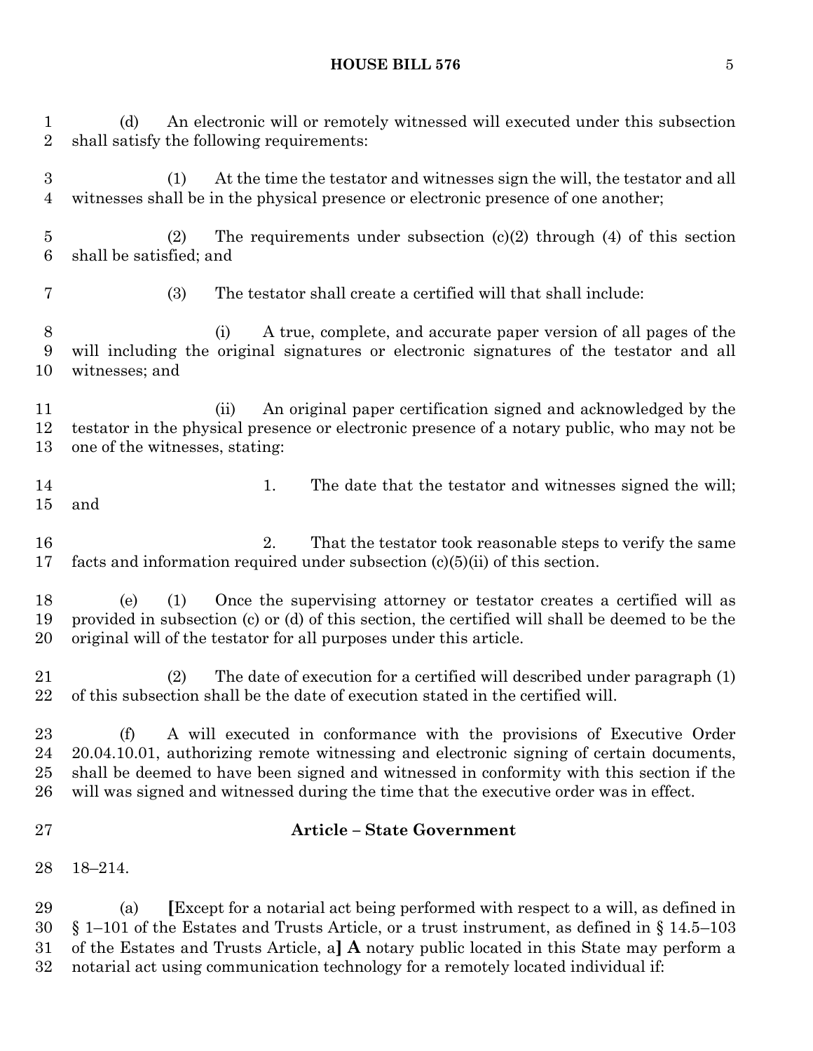(d) An electronic will or remotely witnessed will executed under this subsection shall satisfy the following requirements:

(1) At the time the testator and witnesses sign the will, the testator and all witnesses shall be in the physical presence or electronic presence of one another;

(2) The requirements under subsection (c)(2) through (4) of this section shall be satisfied; and

(3) The testator shall create a certified will that shall include:

(i) A true, complete, and accurate paper version of all pages of the will including the original signatures or electronic signatures of the testator and all witnesses; and

(ii) An original paper certification signed and acknowledged by the testator in the physical presence or electronic presence of a notary public, who may not be one of the witnesses, stating:

1. The date that the testator and witnesses signed the will; and

2. That the testator took reasonable steps to verify the same facts and information required under subsection (c)(5)(ii) of this section.

(e) (1) Once the supervising attorney or testator creates a certified will as provided in subsection (c) or (d) of this section, the certified will shall be deemed to be the original will of the testator for all purposes under this article.

(2) The date of execution for a certified will described under paragraph (1) of this subsection shall be the date of execution stated in the certified will.

(f) A will executed in conformance with the provisions of Executive Order 20.04.10.01, authorizing remote witnessing and electronic signing of certain documents, shall be deemed to have been signed and witnessed in conformity with this section if the will was signed and witnessed during the time that the executive order was in effect.

**Article – State Government**

18–214.

(a) **[**Except for a notarial act being performed with respect to a will, as defined in § 1–101 of the Estates and Trusts Article, or a trust instrument, as defined in § 14.5–103 of the Estates and Trusts Article, a**] A** notary public located in this State may perform a notarial act using communication technology for a remotely located individual if: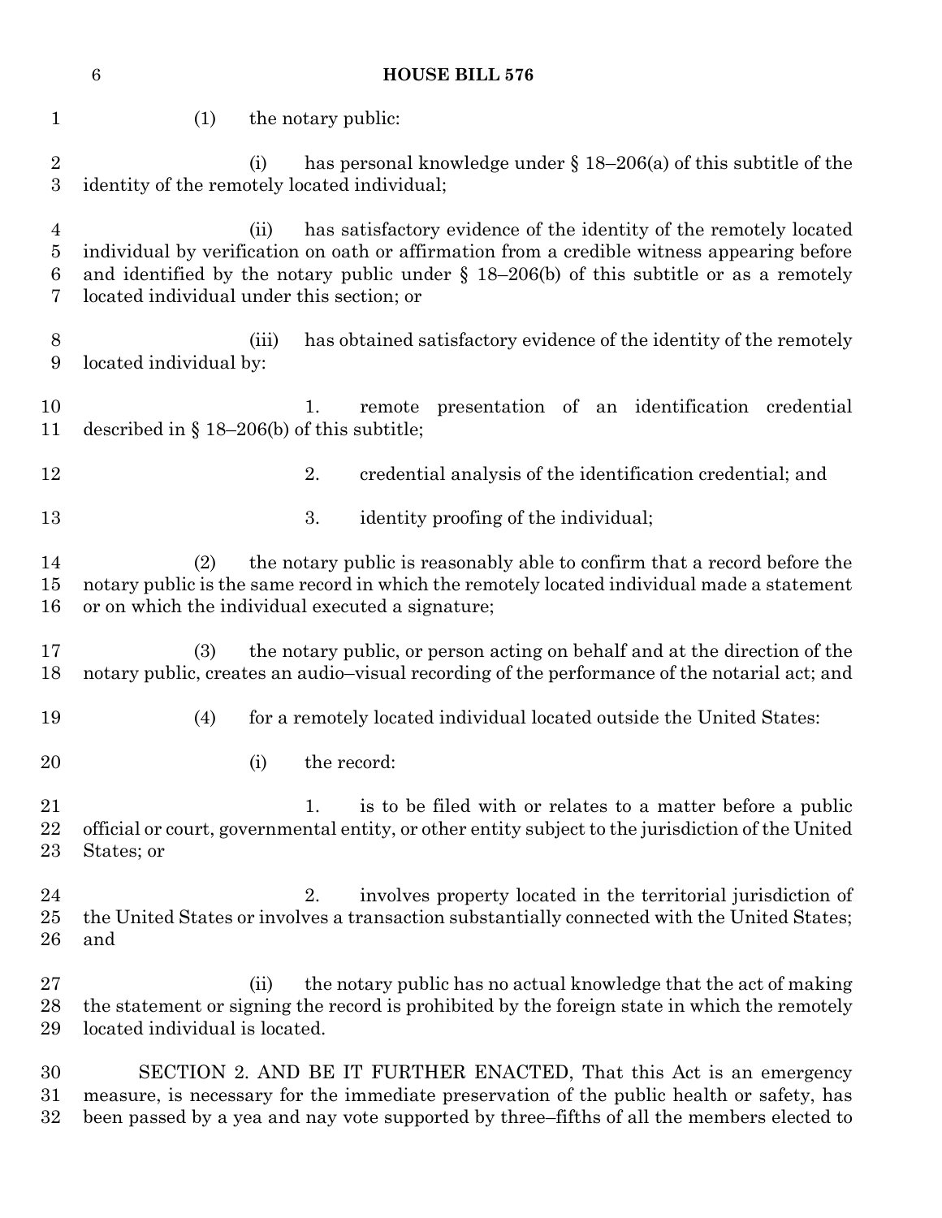(1) the notary public:

(i) has personal knowledge under § 18–206(a) of this subtitle of the identity of the remotely located individual;

(ii) has satisfactory evidence of the identity of the remotely located individual by verification on oath or affirmation from a credible witness appearing before and identified by the notary public under § 18–206(b) of this subtitle or as a remotely located individual under this section; or

(iii) has obtained satisfactory evidence of the identity of the remotely located individual by:

1. remote presentation of an identification credential described in § 18–206(b) of this subtitle;

2. credential analysis of the identification credential; and

3. identity proofing of the individual;

(2) the notary public is reasonably able to confirm that a record before the notary public is the same record in which the remotely located individual made a statement or on which the individual executed a signature;

(3) the notary public, or person acting on behalf and at the direction of the notary public, creates an audio–visual recording of the performance of the notarial act; and

(4) for a remotely located individual located outside the United States:

(i) the record:

1. is to be filed with or relates to a matter before a public official or court, governmental entity, or other entity subject to the jurisdiction of the United States; or

2. involves property located in the territorial jurisdiction of the United States or involves a transaction substantially connected with the United States; and

(ii) the notary public has no actual knowledge that the act of making the statement or signing the record is prohibited by the foreign state in which the remotely located individual is located.

SECTION 2. AND BE IT FURTHER ENACTED, That this Act is an emergency measure, is necessary for the immediate preservation of the public health or safety, has been passed by a yea and nay vote supported by three–fifths of all the members elected to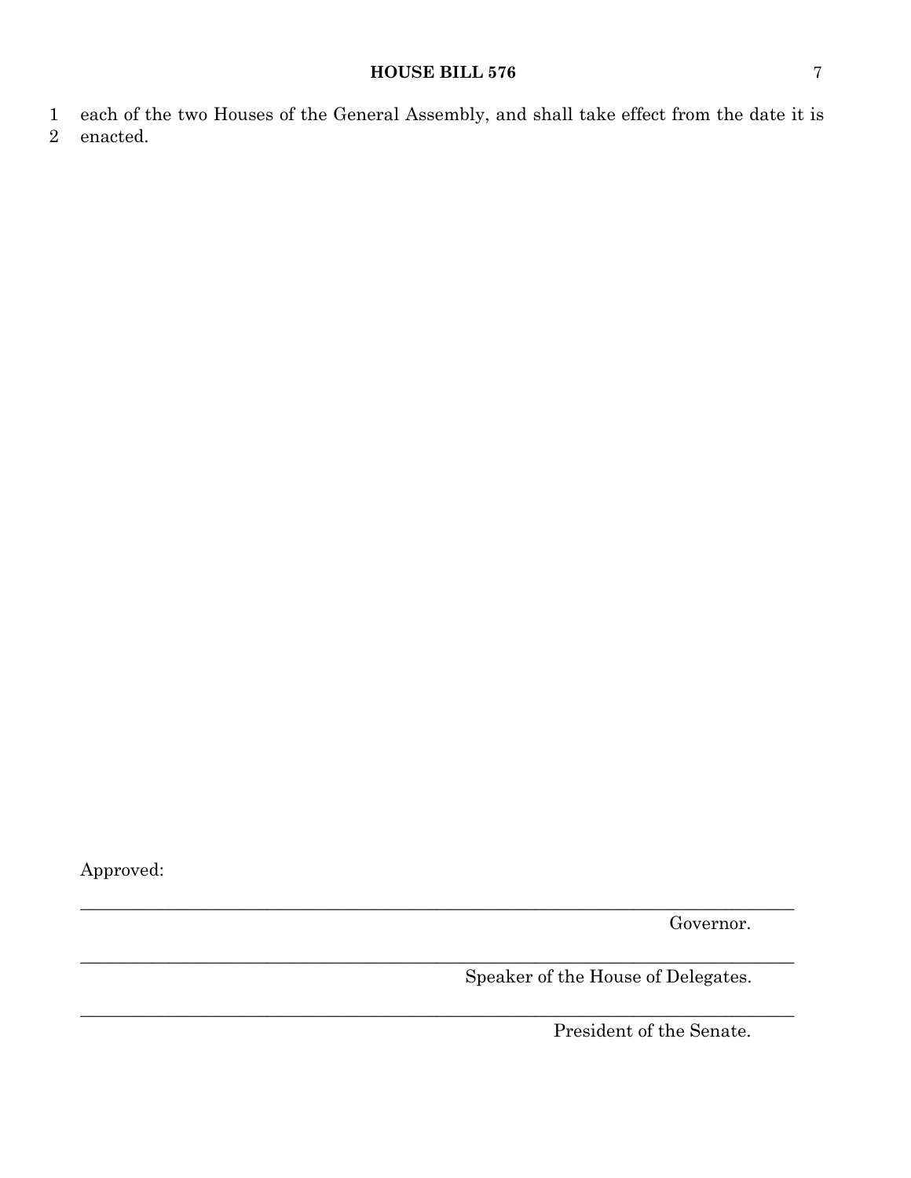each of the two Houses of the General Assembly, and shall take effect from the date it is enacted.

Approved:

\_\_\_\_\_\_\_\_\_\_\_\_\_\_\_\_\_\_\_\_\_\_\_\_\_\_\_\_\_\_\_\_\_\_\_\_\_\_\_\_\_\_\_\_\_\_\_\_\_\_\_\_\_\_\_\_\_\_\_\_\_\_\_\_\_\_\_\_\_\_\_\_\_\_\_\_\_\_

Governor.

\_\_\_\_\_\_\_\_\_\_\_\_\_\_\_\_\_\_\_\_\_\_\_\_\_\_\_\_\_\_\_\_\_\_\_\_\_\_\_\_\_\_\_\_\_\_\_\_\_\_\_\_\_\_\_\_\_\_\_\_\_\_\_\_\_\_\_\_\_\_\_\_\_\_\_\_\_\_

Speaker of the House of Delegates.

\_\_\_\_\_\_\_\_\_\_\_\_\_\_\_\_\_\_\_\_\_\_\_\_\_\_\_\_\_\_\_\_\_\_\_\_\_\_\_\_\_\_\_\_\_\_\_\_\_\_\_\_\_\_\_\_\_\_\_\_\_\_\_\_\_\_\_\_\_\_\_\_\_\_\_\_\_\_

President of the Senate.